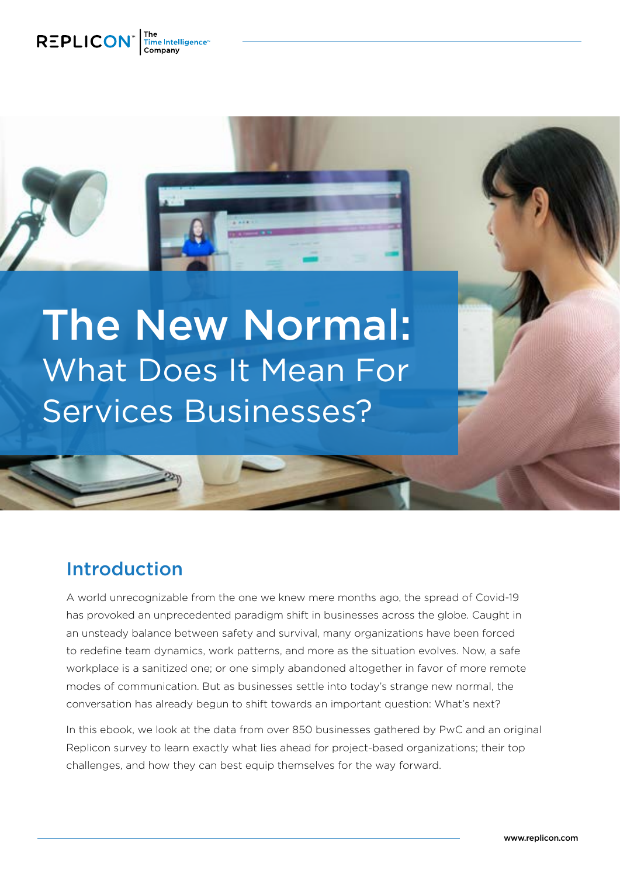# The New Normal: What Does It Mean For Services Businesses?

## Introduction

A world unrecognizable from the one we knew mere months ago, the spread of Covid-19 has provoked an unprecedented paradigm shift in businesses across the globe. Caught in an unsteady balance between safety and survival, many organizations have been forced to redefine team dynamics, work patterns, and more as the situation evolves. Now, a safe workplace is a sanitized one; or one simply abandoned altogether in favor of more remote modes of communication. But as businesses settle into today's strange new normal, the conversation has already begun to shift towards an important question: What's next?

In this ebook, we look at the data from over 850 businesses gathered by PwC and an original Replicon survey to learn exactly what lies ahead for project-based organizations; their top challenges, and how they can best equip themselves for the way forward.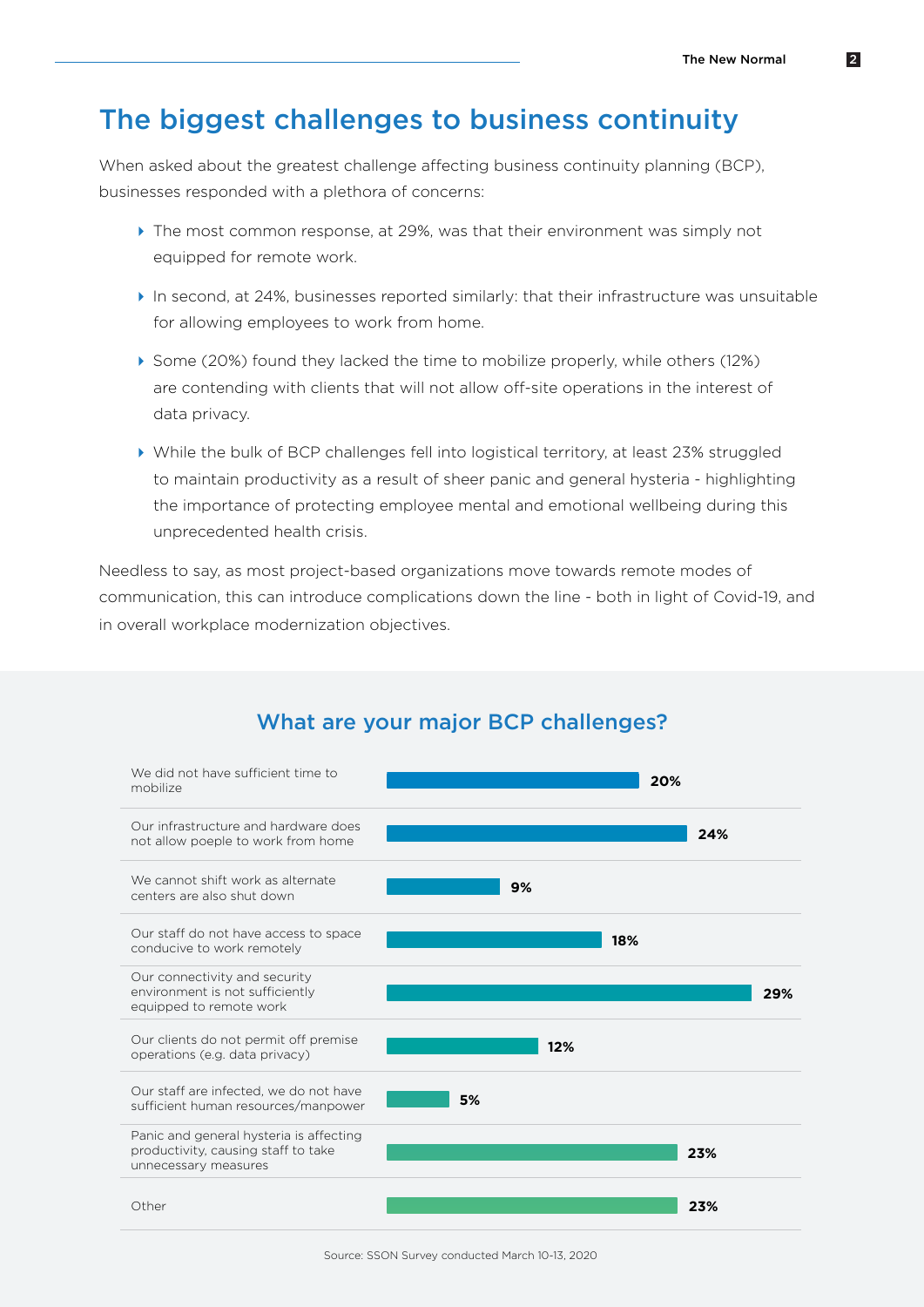# The biggest challenges to business continuity

When asked about the greatest challenge affecting business continuity planning (BCP), businesses responded with a plethora of concerns:

- The most common response, at 29%, was that their environment was simply not equipped for remote work.
- In second, at 24%, businesses reported similarly: that their infrastructure was unsuitable for allowing employees to work from home.
- Some (20%) found they lacked the time to mobilize properly, while others (12%) are contending with clients that will not allow off-site operations in the interest of data privacy.
- While the bulk of BCP challenges fell into logistical territory, at least 23% struggled to maintain productivity as a result of sheer panic and general hysteria - highlighting the importance of protecting employee mental and emotional wellbeing during this unprecedented health crisis.

Needless to say, as most project-based organizations move towards remote modes of communication, this can introduce complications down the line - both in light of Covid-19, and in overall workplace modernization objectives.

## What are your major BCP challenges?

| Challenge | % |
|---|---|
| We did not have sufficient time to mobilize | 20% |
| Our infrastructure and hardware does not allow poeple to work from home | 24% |
| We cannot shift work as alternate centers are also shut down | 9% |
| Our staff do not have access to space conducive to work remotely | 18% |
| Our connectivity and security environment is not sufficiently equipped to remote work | 29% |
| Our clients do not permit off premise operations (e.g. data privacy) | 12% |
| Our staff are infected, we do not have sufficient human resources/manpower | 5% |
| Panic and general hysteria is affecting productivity, causing staff to take unnecessary measures | 23% |
| Other | 23% |

Source: SSON Survey conducted March 10-13, 2020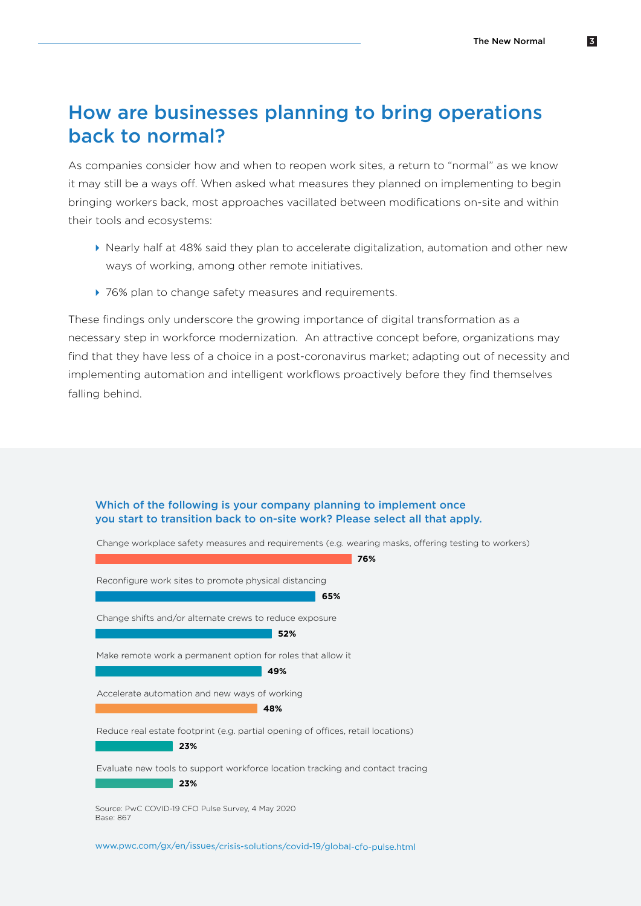# How are businesses planning to bring operations back to normal?

As companies consider how and when to reopen work sites, a return to "normal" as we know it may still be a ways off. When asked what measures they planned on implementing to begin bringing workers back, most approaches vacillated between modifications on-site and within their tools and ecosystems:

- Nearly half at 48% said they plan to accelerate digitalization, automation and other new ways of working, among other remote initiatives.
- 76% plan to change safety measures and requirements.

These findings only underscore the growing importance of digital transformation as a necessary step in workforce modernization. An attractive concept before, organizations may find that they have less of a choice in a post-coronavirus market; adapting out of necessity and implementing automation and intelligent workflows proactively before they find themselves falling behind.

### Which of the following is your company planning to implement once you start to transition back to on-site work? Please select all that apply.

| Measure | Percentage |
| --- | --- |
| Change workplace safety measures and requirements (e.g. wearing masks, offering testing to workers) | 76% |
| Reconfigure work sites to promote physical distancing | 65% |
| Change shifts and/or alternate crews to reduce exposure | 52% |
| Make remote work a permanent option for roles that allow it | 49% |
| Accelerate automation and new ways of working | 48% |
| Reduce real estate footprint (e.g. partial opening of offices, retail locations) | 23% |
| Evaluate new tools to support workforce location tracking and contact tracing | 23% |

Source: PwC COVID-19 CFO Pulse Survey, 4 May 2020
Base: 867

www.pwc.com/gx/en/issues/crisis-solutions/covid-19/global-cfo-pulse.html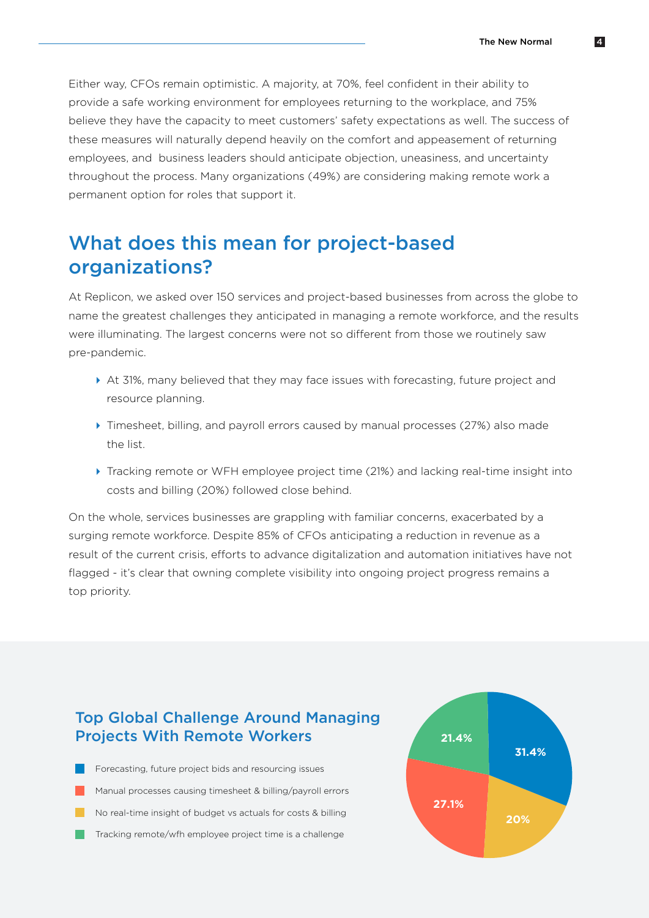Either way, CFOs remain optimistic. A majority, at 70%, feel confident in their ability to provide a safe working environment for employees returning to the workplace, and 75% believe they have the capacity to meet customers' safety expectations as well. The success of these measures will naturally depend heavily on the comfort and appeasement of returning employees, and business leaders should anticipate objection, uneasiness, and uncertainty throughout the process. Many organizations (49%) are considering making remote work a permanent option for roles that support it.

## What does this mean for project-based organizations?

At Replicon, we asked over 150 services and project-based businesses from across the globe to name the greatest challenges they anticipated in managing a remote workforce, and the results were illuminating. The largest concerns were not so different from those we routinely saw pre-pandemic.

- At 31%, many believed that they may face issues with forecasting, future project and resource planning.
- Timesheet, billing, and payroll errors caused by manual processes (27%) also made the list.
- Tracking remote or WFH employee project time (21%) and lacking real-time insight into costs and billing (20%) followed close behind.

On the whole, services businesses are grappling with familiar concerns, exacerbated by a surging remote workforce. Despite 85% of CFOs anticipating a reduction in revenue as a result of the current crisis, efforts to advance digitalization and automation initiatives have not flagged - it's clear that owning complete visibility into ongoing project progress remains a top priority.

### Top Global Challenge Around Managing Projects With Remote Workers

| Challenge | Share |
|---|---|
| Forecasting, future project bids and resourcing issues | 31.4% |
| Manual processes causing timesheet & billing/payroll errors | 27.1% |
| No real-time insight of budget vs actuals for costs & billing | 20% |
| Tracking remote/wfh employee project time is a challenge | 21.4% |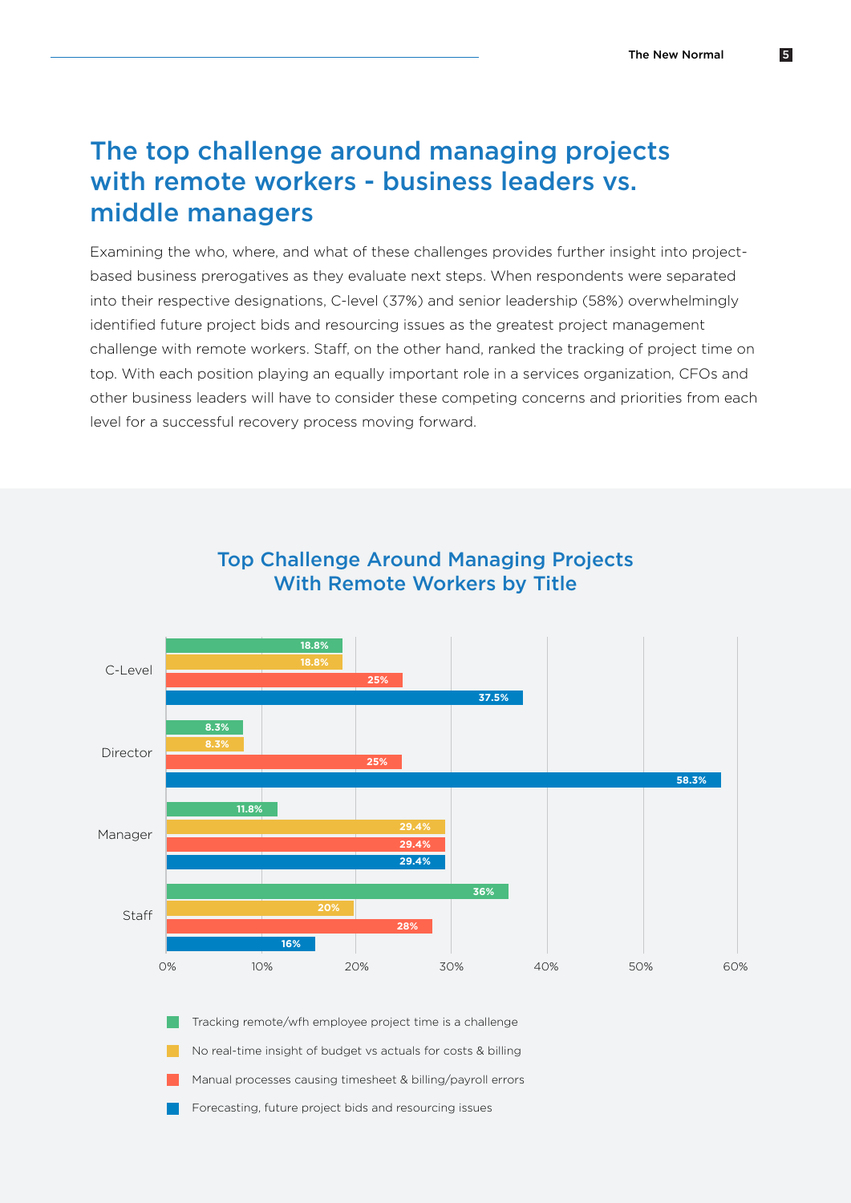## The top challenge around managing projects with remote workers - business leaders vs. middle managers

Examining the who, where, and what of these challenges provides further insight into project-based business prerogatives as they evaluate next steps. When respondents were separated into their respective designations, C-level (37%) and senior leadership (58%) overwhelmingly identified future project bids and resourcing issues as the greatest project management challenge with remote workers. Staff, on the other hand, ranked the tracking of project time on top. With each position playing an equally important role in a services organization, CFOs and other business leaders will have to consider these competing concerns and priorities from each level for a successful recovery process moving forward.

### Top Challenge Around Managing Projects With Remote Workers by Title

| Title | Tracking remote/wfh employee project time is a challenge | No real-time insight of budget vs actuals for costs & billing | Manual processes causing timesheet & billing/payroll errors | Forecasting, future project bids and resourcing issues |
|---|---|---|---|---|
| C-Level | 18.8% | 18.8% | 25% | 37.5% |
| Director | 8.3% | 8.3% | 25% | 58.3% |
| Manager | 11.8% | 29.4% | 29.4% | 29.4% |
| Staff | 36% | 20% | 28% | 16% |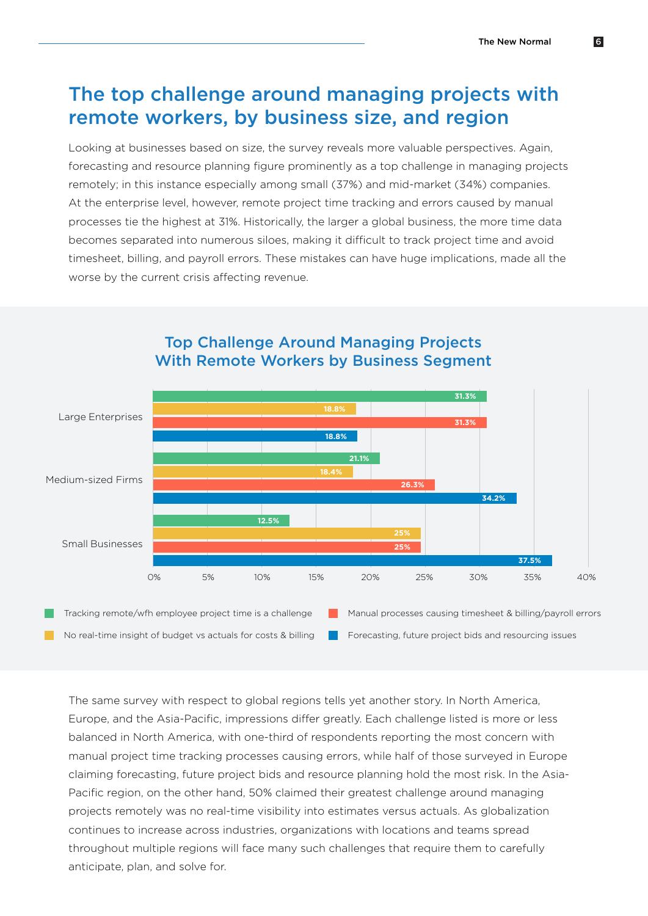## The top challenge around managing projects with remote workers, by business size, and region

Looking at businesses based on size, the survey reveals more valuable perspectives. Again, forecasting and resource planning figure prominently as a top challenge in managing projects remotely; in this instance especially among small (37%) and mid-market (34%) companies. At the enterprise level, however, remote project time tracking and errors caused by manual processes tie the highest at 31%. Historically, the larger a global business, the more time data becomes separated into numerous siloes, making it difficult to track project time and avoid timesheet, billing, and payroll errors. These mistakes can have huge implications, made all the worse by the current crisis affecting revenue.

### Top Challenge Around Managing Projects With Remote Workers by Business Segment

| | Tracking remote/wfh employee project time is a challenge | No real-time insight of budget vs actuals for costs & billing | Manual processes causing timesheet & billing/payroll errors | Forecasting, future project bids and resourcing issues |
|---|---|---|---|---|
| Large Enterprises | 31.3% | 18.8% | 31.3% | 18.8% |
| Medium-sized Firms | 21.1% | 18.4% | 26.3% | 34.2% |
| Small Businesses | 12.5% | 25% | 25% | 37.5% |

The same survey with respect to global regions tells yet another story. In North America, Europe, and the Asia-Pacific, impressions differ greatly. Each challenge listed is more or less balanced in North America, with one-third of respondents reporting the most concern with manual project time tracking processes causing errors, while half of those surveyed in Europe claiming forecasting, future project bids and resource planning hold the most risk. In the Asia-Pacific region, on the other hand, 50% claimed their greatest challenge around managing projects remotely was no real-time visibility into estimates versus actuals. As globalization continues to increase across industries, organizations with locations and teams spread throughout multiple regions will face many such challenges that require them to carefully anticipate, plan, and solve for.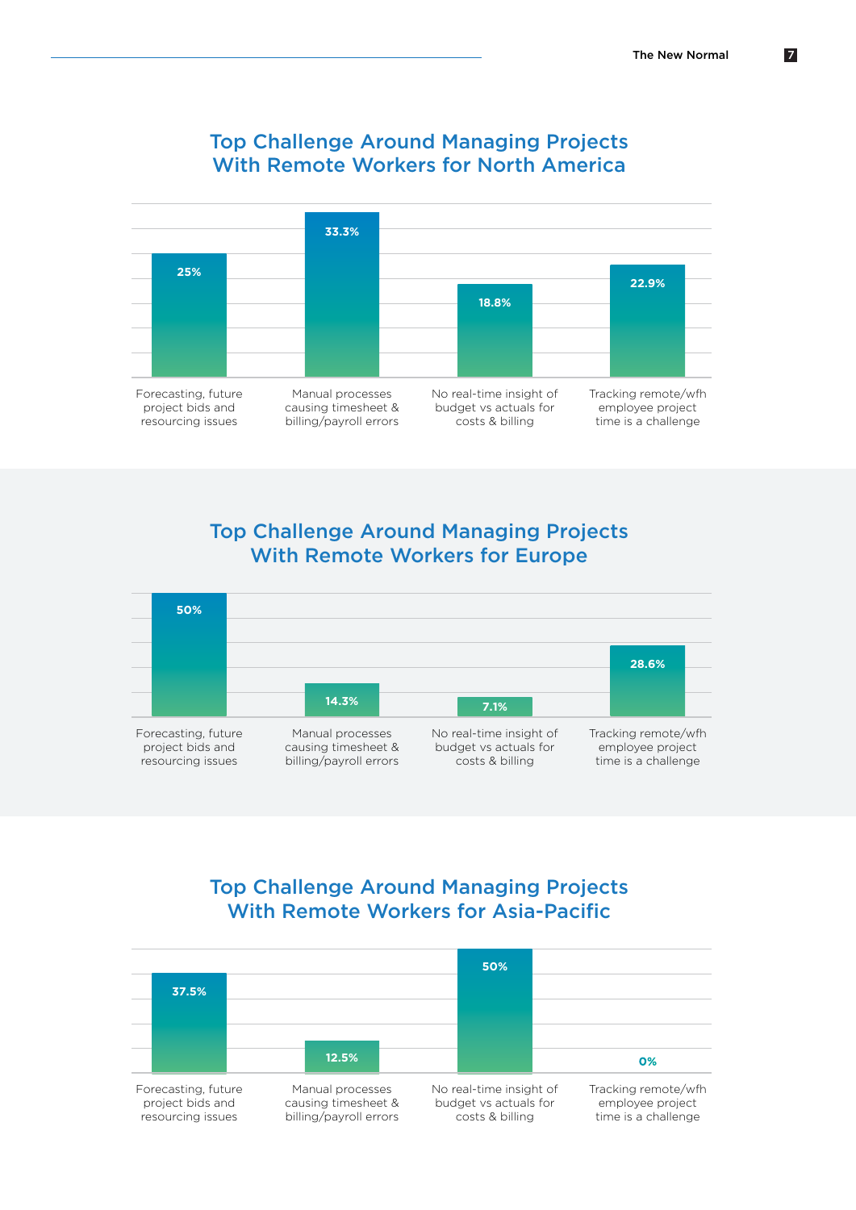## Top Challenge Around Managing Projects With Remote Workers for North America

| Challenge | Percentage |
| --- | --- |
| Forecasting, future project bids and resourcing issues | 25% |
| Manual processes causing timesheet & billing/payroll errors | 33.3% |
| No real-time insight of budget vs actuals for costs & billing | 18.8% |
| Tracking remote/wfh employee project time is a challenge | 22.9% |

## Top Challenge Around Managing Projects With Remote Workers for Europe

| Challenge | Percentage |
| --- | --- |
| Forecasting, future project bids and resourcing issues | 50% |
| Manual processes causing timesheet & billing/payroll errors | 14.3% |
| No real-time insight of budget vs actuals for costs & billing | 7.1% |
| Tracking remote/wfh employee project time is a challenge | 28.6% |

## Top Challenge Around Managing Projects With Remote Workers for Asia-Pacific

| Challenge | Percentage |
| --- | --- |
| Forecasting, future project bids and resourcing issues | 37.5% |
| Manual processes causing timesheet & billing/payroll errors | 12.5% |
| No real-time insight of budget vs actuals for costs & billing | 50% |
| Tracking remote/wfh employee project time is a challenge | 0% |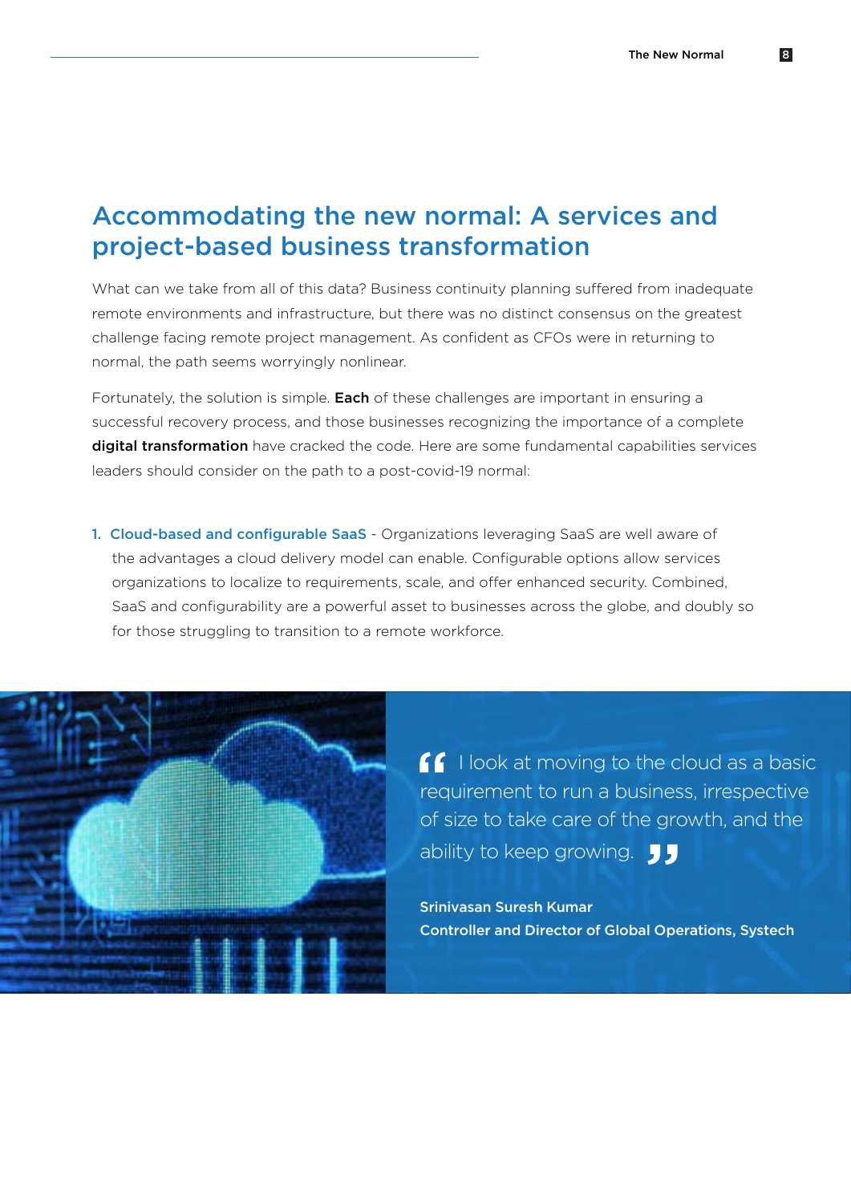## Accommodating the new normal: A services and project-based business transformation

What can we take from all of this data? Business continuity planning suffered from inadequate remote environments and infrastructure, but there was no distinct consensus on the greatest challenge facing remote project management. As confident as CFOs were in returning to normal, the path seems worryingly nonlinear.

Fortunately, the solution is simple. **Each** of these challenges are important in ensuring a successful recovery process, and those businesses recognizing the importance of a complete **digital transformation** have cracked the code. Here are some fundamental capabilities services leaders should consider on the path to a post-covid-19 normal:

1. **Cloud-based and configurable SaaS** - Organizations leveraging SaaS are well aware of the advantages a cloud delivery model can enable. Configurable options allow services organizations to localize to requirements, scale, and offer enhanced security. Combined, SaaS and configurability are a powerful asset to businesses across the globe, and doubly so for those struggling to transition to a remote workforce.

> "I look at moving to the cloud as a basic requirement to run a business, irrespective of size to take care of the growth, and the ability to keep growing."
>
> **Srinivasan Suresh Kumar**
> **Controller and Director of Global Operations, Systech**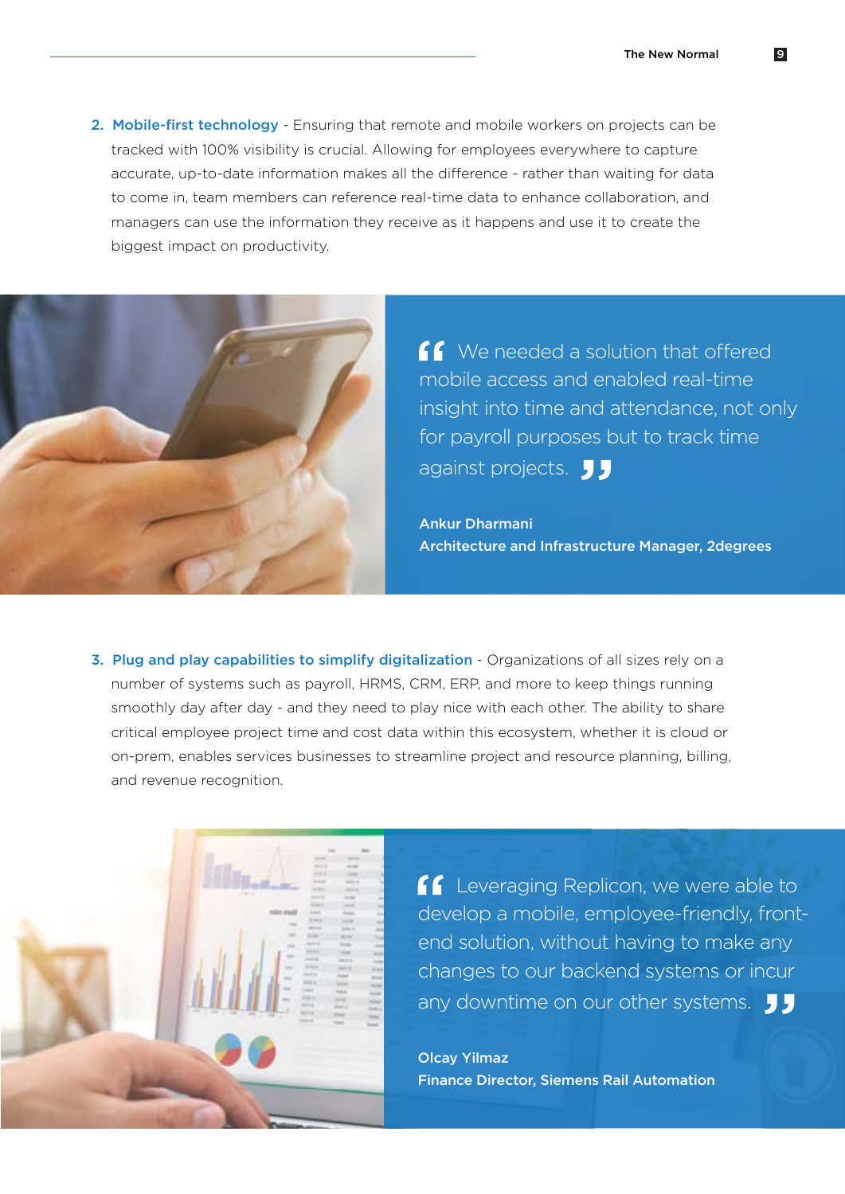2. **Mobile-first technology** - Ensuring that remote and mobile workers on projects can be tracked with 100% visibility is crucial. Allowing for employees everywhere to capture accurate, up-to-date information makes all the difference - rather than waiting for data to come in, team members can reference real-time data to enhance collaboration, and managers can use the information they receive as it happens and use it to create the biggest impact on productivity.

> "We needed a solution that offered mobile access and enabled real-time insight into time and attendance, not only for payroll purposes but to track time against projects."
>
> **Ankur Dharmani**
> **Architecture and Infrastructure Manager, 2degrees**

3. **Plug and play capabilities to simplify digitalization** - Organizations of all sizes rely on a number of systems such as payroll, HRMS, CRM, ERP, and more to keep things running smoothly day after day - and they need to play nice with each other. The ability to share critical employee project time and cost data within this ecosystem, whether it is cloud or on-prem, enables services businesses to streamline project and resource planning, billing, and revenue recognition.

> "Leveraging Replicon, we were able to develop a mobile, employee-friendly, front-end solution, without having to make any changes to our backend systems or incur any downtime on our other systems."
>
> **Olcay Yilmaz**
> **Finance Director, Siemens Rail Automation**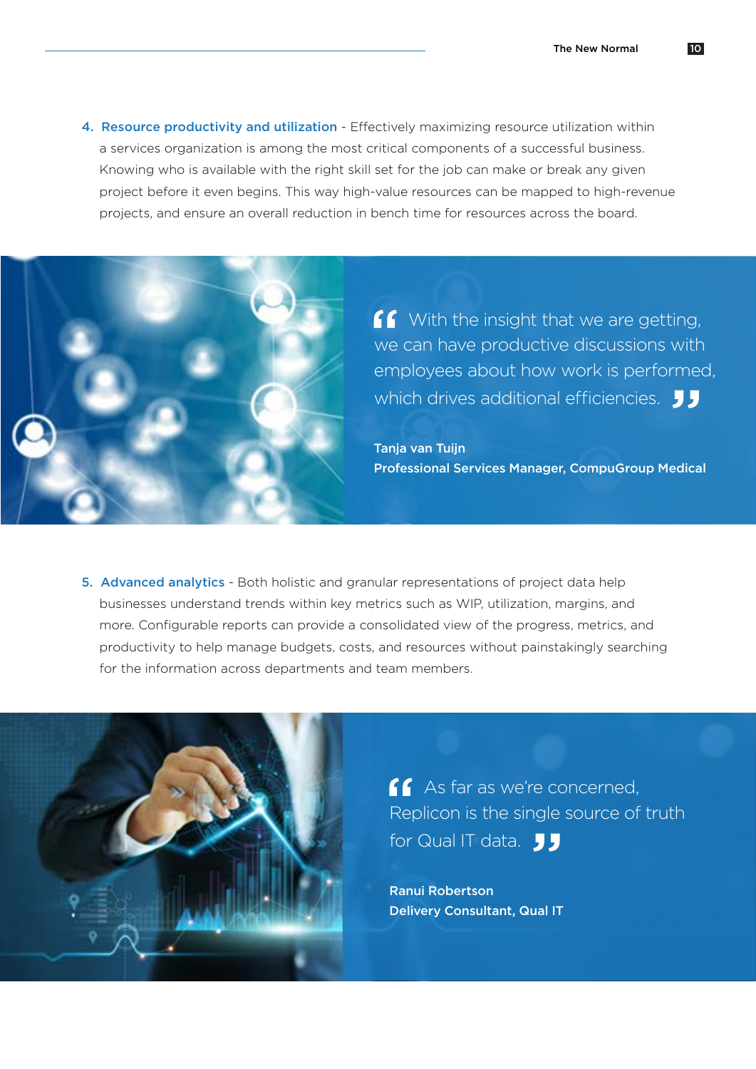4. **Resource productivity and utilization** - Effectively maximizing resource utilization within a services organization is among the most critical components of a successful business. Knowing who is available with the right skill set for the job can make or break any given project before it even begins. This way high-value resources can be mapped to high-revenue projects, and ensure an overall reduction in bench time for resources across the board.

> “With the insight that we are getting, we can have productive discussions with employees about how work is performed, which drives additional efficiencies.”
>
> **Tanja van Tuijn**
> **Professional Services Manager, CompuGroup Medical**

5. **Advanced analytics** - Both holistic and granular representations of project data help businesses understand trends within key metrics such as WIP, utilization, margins, and more. Configurable reports can provide a consolidated view of the progress, metrics, and productivity to help manage budgets, costs, and resources without painstakingly searching for the information across departments and team members.

> “As far as we’re concerned, Replicon is the single source of truth for Qual IT data.”
>
> **Ranui Robertson**
> **Delivery Consultant, Qual IT**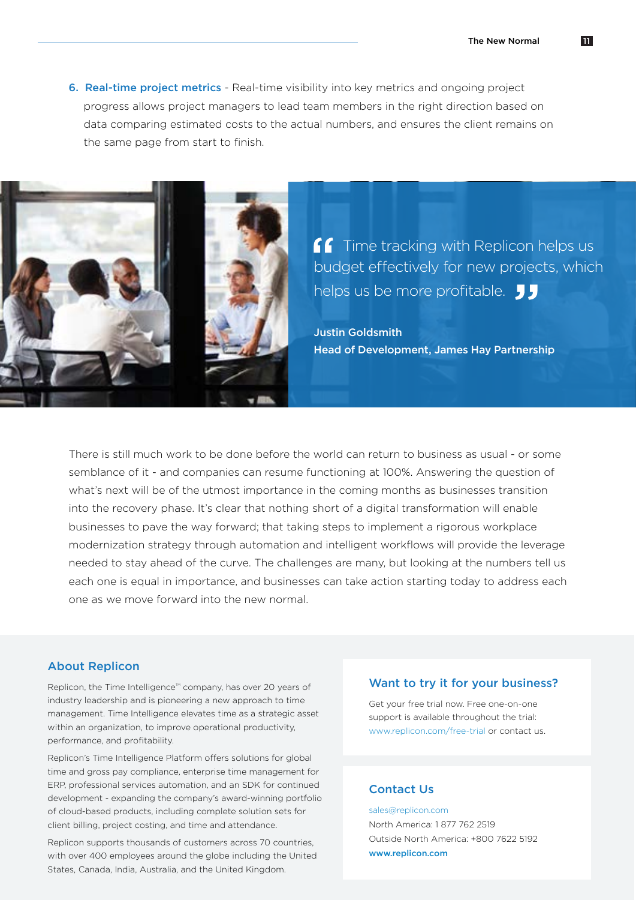6. **Real-time project metrics** - Real-time visibility into key metrics and ongoing project progress allows project managers to lead team members in the right direction based on data comparing estimated costs to the actual numbers, and ensures the client remains on the same page from start to finish.

> "Time tracking with Replicon helps us budget effectively for new projects, which helps us be more profitable."
>
> **Justin Goldsmith**
> **Head of Development, James Hay Partnership**

There is still much work to be done before the world can return to business as usual - or some semblance of it - and companies can resume functioning at 100%. Answering the question of what's next will be of the utmost importance in the coming months as businesses transition into the recovery phase. It's clear that nothing short of a digital transformation will enable businesses to pave the way forward; that taking steps to implement a rigorous workplace modernization strategy through automation and intelligent workflows will provide the leverage needed to stay ahead of the curve. The challenges are many, but looking at the numbers tell us each one is equal in importance, and businesses can take action starting today to address each one as we move forward into the new normal.

## About Replicon

Replicon, the Time Intelligence™ company, has over 20 years of industry leadership and is pioneering a new approach to time management. Time Intelligence elevates time as a strategic asset within an organization, to improve operational productivity, performance, and profitability.

Replicon's Time Intelligence Platform offers solutions for global time and gross pay compliance, enterprise time management for ERP, professional services automation, and an SDK for continued development - expanding the company's award-winning portfolio of cloud-based products, including complete solution sets for client billing, project costing, and time and attendance.

Replicon supports thousands of customers across 70 countries, with over 400 employees around the globe including the United States, Canada, India, Australia, and the United Kingdom.

## Want to try it for your business?

Get your free trial now. Free one-on-one support is available throughout the trial: www.replicon.com/free-trial or contact us.

## Contact Us

sales@replicon.com
North America: 1 877 762 2519
Outside North America: +800 7622 5192
**www.replicon.com**